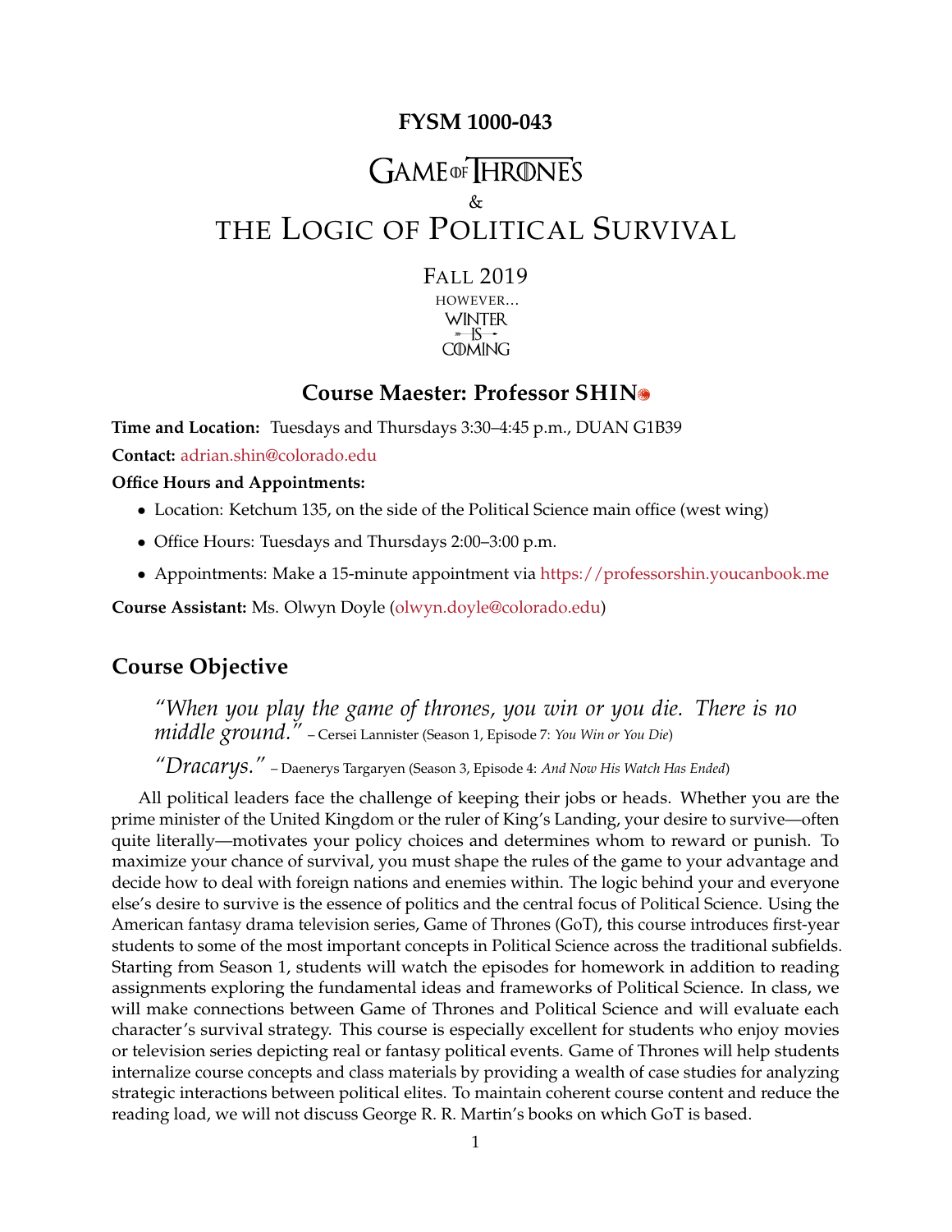# FYSM 1000-043

# GAME OF THRONES

&

# THE LOGIC OF POLITICAL SURVIVAL

FALL 2019

HOWEVER...

WINTER IS COMING

## Course Maester: Professor SHIN

**Time and Location:** Tuesdays and Thursdays 3:30–4:45 p.m., DUAN G1B39

**Contact:** adrian.shin@colorado.edu

**Office Hours and Appointments:**

- Location: Ketchum 135, on the side of the Political Science main office (west wing)
- Office Hours: Tuesdays and Thursdays 2:00–3:00 p.m.
- Appointments: Make a 15-minute appointment via https://professorshin.youcanbook.me

**Course Assistant:** Ms. Olwyn Doyle (olwyn.doyle@colorado.edu)

## Course Objective

> *"When you play the game of thrones, you win or you die. There is no middle ground."* – Cersei Lannister (Season 1, Episode 7: *You Win or You Die*)
>
> *"Dracarys."* – Daenerys Targaryen (Season 3, Episode 4: *And Now His Watch Has Ended*)

All political leaders face the challenge of keeping their jobs or heads. Whether you are the prime minister of the United Kingdom or the ruler of King's Landing, your desire to survive—often quite literally—motivates your policy choices and determines whom to reward or punish. To maximize your chance of survival, you must shape the rules of the game to your advantage and decide how to deal with foreign nations and enemies within. The logic behind your and everyone else's desire to survive is the essence of politics and the central focus of Political Science. Using the American fantasy drama television series, Game of Thrones (GoT), this course introduces first-year students to some of the most important concepts in Political Science across the traditional subfields. Starting from Season 1, students will watch the episodes for homework in addition to reading assignments exploring the fundamental ideas and frameworks of Political Science. In class, we will make connections between Game of Thrones and Political Science and will evaluate each character's survival strategy. This course is especially excellent for students who enjoy movies or television series depicting real or fantasy political events. Game of Thrones will help students internalize course concepts and class materials by providing a wealth of case studies for analyzing strategic interactions between political elites. To maintain coherent course content and reduce the reading load, we will not discuss George R. R. Martin's books on which GoT is based.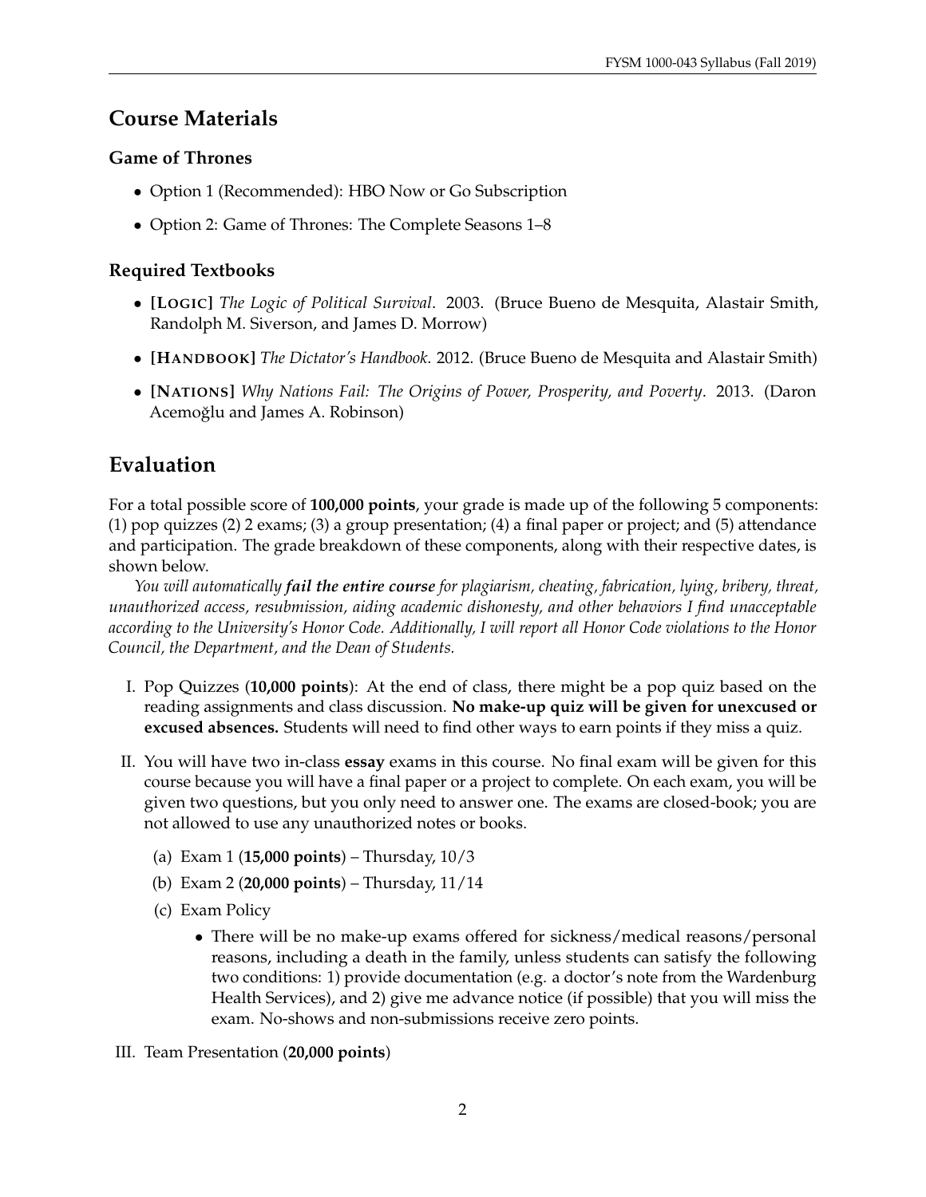## Course Materials

### Game of Thrones

- Option 1 (Recommended): HBO Now or Go Subscription
- Option 2: Game of Thrones: The Complete Seasons 1–8

### Required Textbooks

- **[LOGIC]** *The Logic of Political Survival*. 2003. (Bruce Bueno de Mesquita, Alastair Smith, Randolph M. Siverson, and James D. Morrow)
- **[HANDBOOK]** *The Dictator's Handbook*. 2012. (Bruce Bueno de Mesquita and Alastair Smith)
- **[NATIONS]** *Why Nations Fail: The Origins of Power, Prosperity, and Poverty*. 2013. (Daron Acemoğlu and James A. Robinson)

## Evaluation

For a total possible score of **100,000 points**, your grade is made up of the following 5 components: (1) pop quizzes (2) 2 exams; (3) a group presentation; (4) a final paper or project; and (5) attendance and participation. The grade breakdown of these components, along with their respective dates, is shown below.

*You will automatically **fail the entire course** for plagiarism, cheating, fabrication, lying, bribery, threat, unauthorized access, resubmission, aiding academic dishonesty, and other behaviors I find unacceptable according to the University's Honor Code. Additionally, I will report all Honor Code violations to the Honor Council, the Department, and the Dean of Students.*

I. Pop Quizzes (**10,000 points**): At the end of class, there might be a pop quiz based on the reading assignments and class discussion. **No make-up quiz will be given for unexcused or excused absences.** Students will need to find other ways to earn points if they miss a quiz.

II. You will have two in-class **essay** exams in this course. No final exam will be given for this course because you will have a final paper or a project to complete. On each exam, you will be given two questions, but you only need to answer one. The exams are closed-book; you are not allowed to use any unauthorized notes or books.

   (a) Exam 1 (**15,000 points**) – Thursday, 10/3

   (b) Exam 2 (**20,000 points**) – Thursday, 11/14

   (c) Exam Policy

   - There will be no make-up exams offered for sickness/medical reasons/personal reasons, including a death in the family, unless students can satisfy the following two conditions: 1) provide documentation (e.g. a doctor's note from the Wardenburg Health Services), and 2) give me advance notice (if possible) that you will miss the exam. No-shows and non-submissions receive zero points.

III. Team Presentation (**20,000 points**)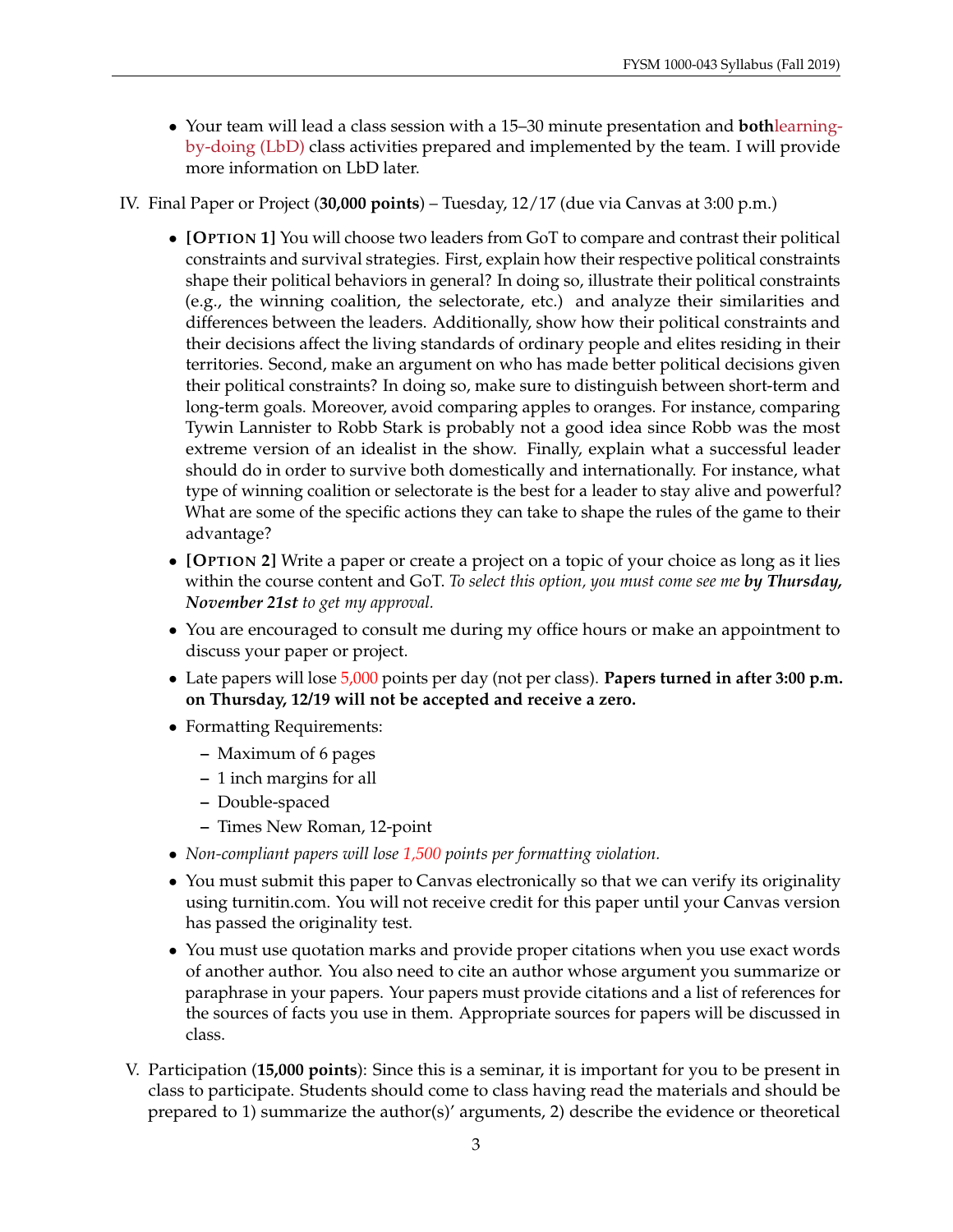- Your team will lead a class session with a 15–30 minute presentation and **both**learning-by-doing (LbD) class activities prepared and implemented by the team. I will provide more information on LbD later.

IV. Final Paper or Project (**30,000 points**) – Tuesday, 12/17 (due via Canvas at 3:00 p.m.)

- **[OPTION 1]** You will choose two leaders from GoT to compare and contrast their political constraints and survival strategies. First, explain how their respective political constraints shape their political behaviors in general? In doing so, illustrate their political constraints (e.g., the winning coalition, the selectorate, etc.) and analyze their similarities and differences between the leaders. Additionally, show how their political constraints and their decisions affect the living standards of ordinary people and elites residing in their territories. Second, make an argument on who has made better political decisions given their political constraints? In doing so, make sure to distinguish between short-term and long-term goals. Moreover, avoid comparing apples to oranges. For instance, comparing Tywin Lannister to Robb Stark is probably not a good idea since Robb was the most extreme version of an idealist in the show. Finally, explain what a successful leader should do in order to survive both domestically and internationally. For instance, what type of winning coalition or selectorate is the best for a leader to stay alive and powerful? What are some of the specific actions they can take to shape the rules of the game to their advantage?
- **[OPTION 2]** Write a paper or create a project on a topic of your choice as long as it lies within the course content and GoT. *To select this option, you must come see me* ***by Thursday, November 21st*** *to get my approval.*
- You are encouraged to consult me during my office hours or make an appointment to discuss your paper or project.
- Late papers will lose 5,000 points per day (not per class). **Papers turned in after 3:00 p.m. on Thursday, 12/19 will not be accepted and receive a zero.**
- Formatting Requirements:
  - Maximum of 6 pages
  - 1 inch margins for all
  - Double-spaced
  - Times New Roman, 12-point
- *Non-compliant papers will lose 1,500 points per formatting violation.*
- You must submit this paper to Canvas electronically so that we can verify its originality using turnitin.com. You will not receive credit for this paper until your Canvas version has passed the originality test.
- You must use quotation marks and provide proper citations when you use exact words of another author. You also need to cite an author whose argument you summarize or paraphrase in your papers. Your papers must provide citations and a list of references for the sources of facts you use in them. Appropriate sources for papers will be discussed in class.

V. Participation (**15,000 points**): Since this is a seminar, it is important for you to be present in class to participate. Students should come to class having read the materials and should be prepared to 1) summarize the author(s)' arguments, 2) describe the evidence or theoretical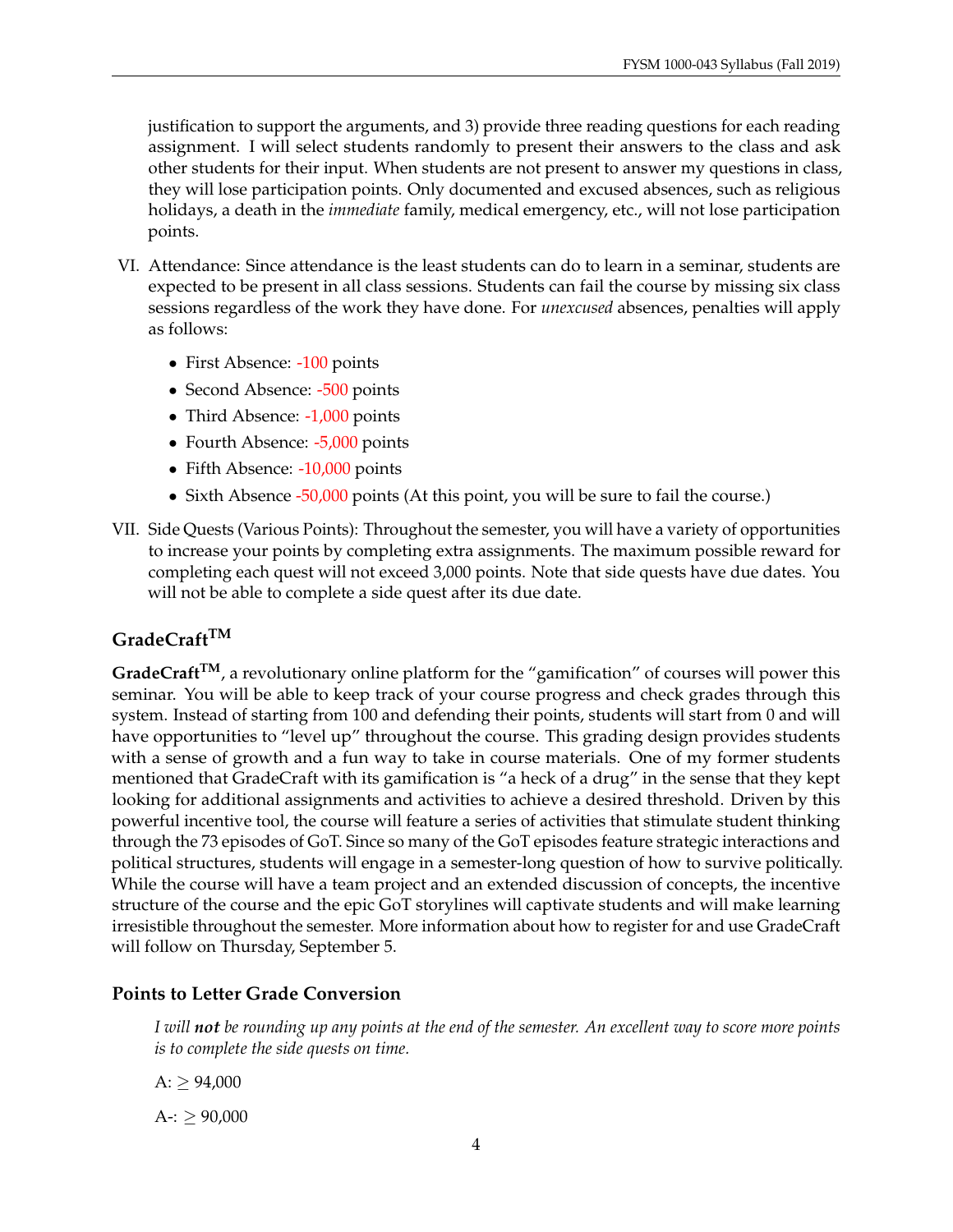justification to support the arguments, and 3) provide three reading questions for each reading assignment. I will select students randomly to present their answers to the class and ask other students for their input. When students are not present to answer my questions in class, they will lose participation points. Only documented and excused absences, such as religious holidays, a death in the *immediate* family, medical emergency, etc., will not lose participation points.

VI. Attendance: Since attendance is the least students can do to learn in a seminar, students are expected to be present in all class sessions. Students can fail the course by missing six class sessions regardless of the work they have done. For *unexcused* absences, penalties will apply as follows:

- First Absence: -100 points
- Second Absence: -500 points
- Third Absence: -1,000 points
- Fourth Absence: -5,000 points
- Fifth Absence: -10,000 points
- Sixth Absence -50,000 points (At this point, you will be sure to fail the course.)

VII. Side Quests (Various Points): Throughout the semester, you will have a variety of opportunities to increase your points by completing extra assignments. The maximum possible reward for completing each quest will not exceed 3,000 points. Note that side quests have due dates. You will not be able to complete a side quest after its due date.

## GradeCraft™

**GradeCraft™**, a revolutionary online platform for the "gamification" of courses will power this seminar. You will be able to keep track of your course progress and check grades through this system. Instead of starting from 100 and defending their points, students will start from 0 and will have opportunities to "level up" throughout the course. This grading design provides students with a sense of growth and a fun way to take in course materials. One of my former students mentioned that GradeCraft with its gamification is "a heck of a drug" in the sense that they kept looking for additional assignments and activities to achieve a desired threshold. Driven by this powerful incentive tool, the course will feature a series of activities that stimulate student thinking through the 73 episodes of GoT. Since so many of the GoT episodes feature strategic interactions and political structures, students will engage in a semester-long question of how to survive politically. While the course will have a team project and an extended discussion of concepts, the incentive structure of the course and the epic GoT storylines will captivate students and will make learning irresistible throughout the semester. More information about how to register for and use GradeCraft will follow on Thursday, September 5.

### Points to Letter Grade Conversion

*I will **not** be rounding up any points at the end of the semester. An excellent way to score more points is to complete the side quests on time.*

A: $\geq$ 94,000

A-: $\geq$ 90,000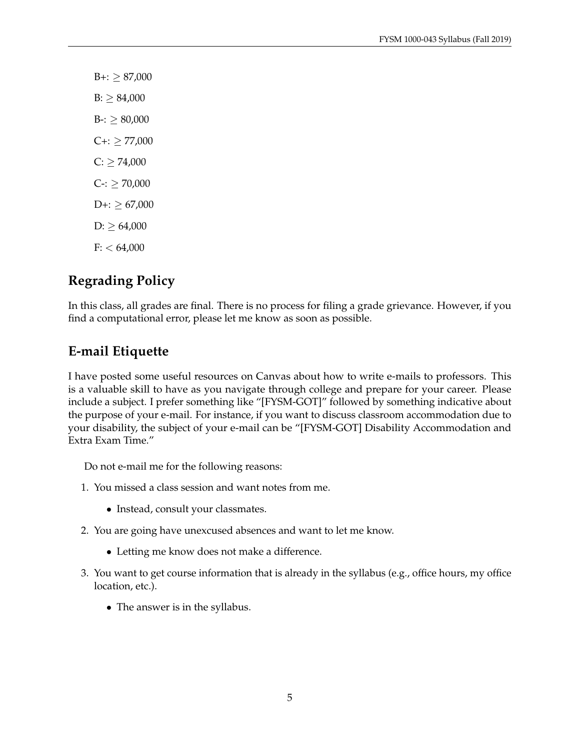B+: $\geq$ 87,000

B: $\geq$ 84,000

B-: $\geq$ 80,000

C+: $\geq$ 77,000

C: $\geq$ 74,000

C-: $\geq$ 70,000

D+: $\geq$ 67,000

D: $\geq$ 64,000

F: $<$ 64,000

## Regrading Policy

In this class, all grades are final. There is no process for filing a grade grievance. However, if you find a computational error, please let me know as soon as possible.

## E-mail Etiquette

I have posted some useful resources on Canvas about how to write e-mails to professors. This is a valuable skill to have as you navigate through college and prepare for your career. Please include a subject. I prefer something like "[FYSM-GOT]" followed by something indicative about the purpose of your e-mail. For instance, if you want to discuss classroom accommodation due to your disability, the subject of your e-mail can be "[FYSM-GOT] Disability Accommodation and Extra Exam Time."

Do not e-mail me for the following reasons:

1. You missed a class session and want notes from me.
   - Instead, consult your classmates.
2. You are going have unexcused absences and want to let me know.
   - Letting me know does not make a difference.
3. You want to get course information that is already in the syllabus (e.g., office hours, my office location, etc.).
   - The answer is in the syllabus.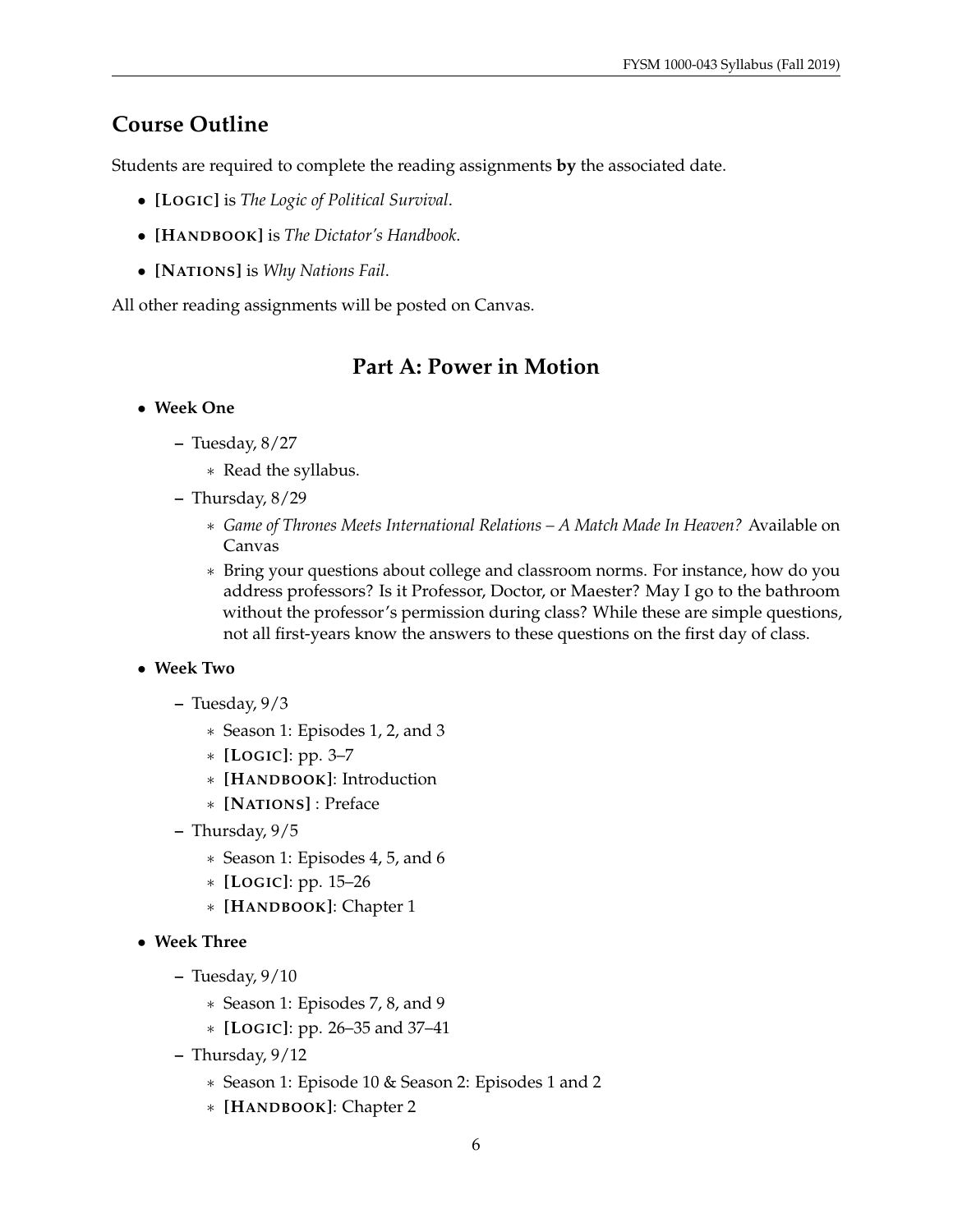## Course Outline

Students are required to complete the reading assignments **by** the associated date.

- **[LOGIC]** is *The Logic of Political Survival*.
- **[HANDBOOK]** is *The Dictator's Handbook*.
- **[NATIONS]** is *Why Nations Fail*.

All other reading assignments will be posted on Canvas.

## Part A: Power in Motion

- **Week One**
  - Tuesday, 8/27
    - Read the syllabus.
  - Thursday, 8/29
    - *Game of Thrones Meets International Relations – A Match Made In Heaven?* Available on Canvas
    - Bring your questions about college and classroom norms. For instance, how do you address professors? Is it Professor, Doctor, or Maester? May I go to the bathroom without the professor's permission during class? While these are simple questions, not all first-years know the answers to these questions on the first day of class.
- **Week Two**
  - Tuesday, 9/3
    - Season 1: Episodes 1, 2, and 3
    - **[LOGIC]**: pp. 3–7
    - **[HANDBOOK]**: Introduction
    - **[NATIONS]** : Preface
  - Thursday, 9/5
    - Season 1: Episodes 4, 5, and 6
    - **[LOGIC]**: pp. 15–26
    - **[HANDBOOK]**: Chapter 1
- **Week Three**
  - Tuesday, 9/10
    - Season 1: Episodes 7, 8, and 9
    - **[LOGIC]**: pp. 26–35 and 37–41
  - Thursday, 9/12
    - Season 1: Episode 10 & Season 2: Episodes 1 and 2
    - **[HANDBOOK]**: Chapter 2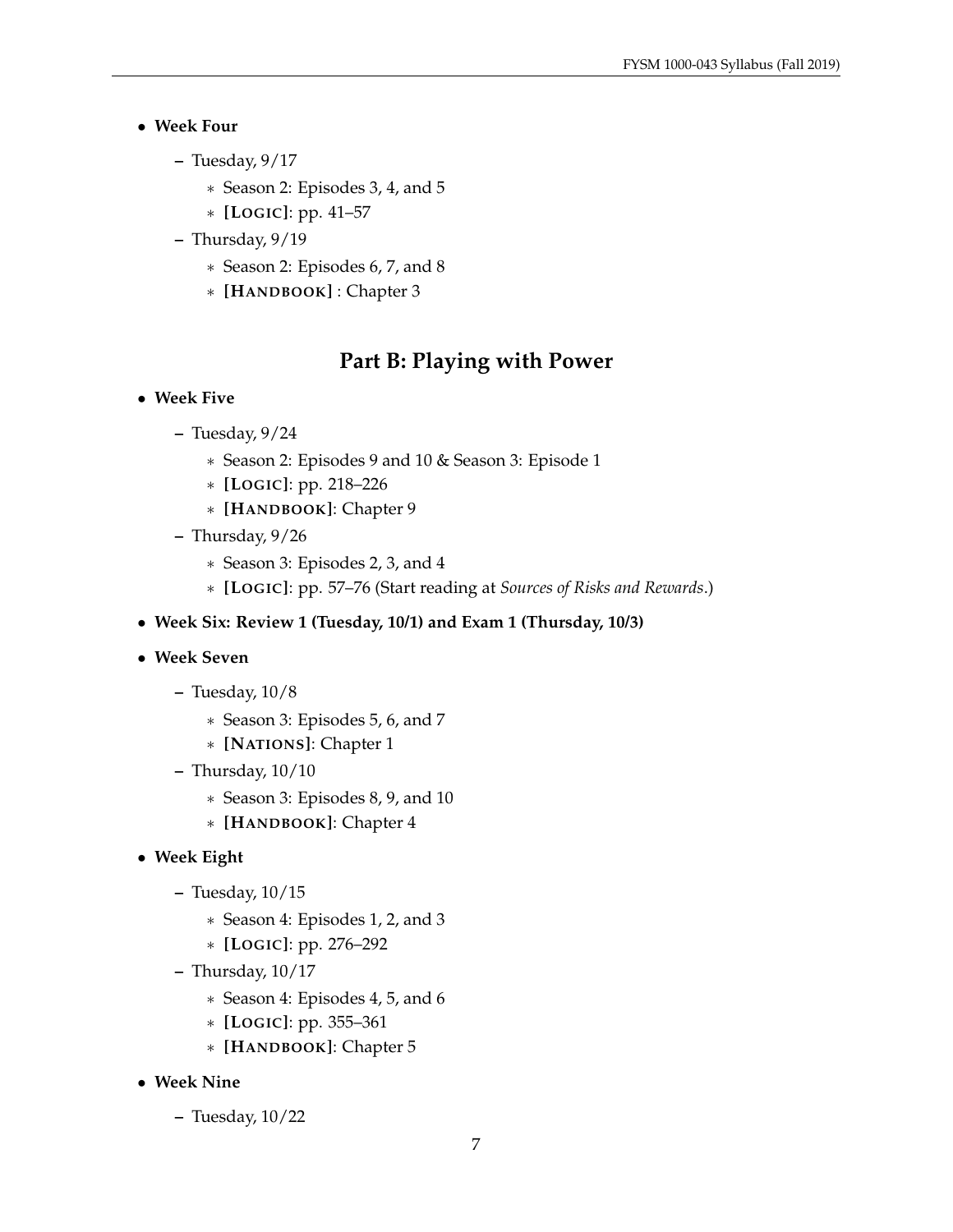- **Week Four**
  - Tuesday, 9/17
    - Season 2: Episodes 3, 4, and 5
    - **[LOGIC]**: pp. 41–57
  - Thursday, 9/19
    - Season 2: Episodes 6, 7, and 8
    - **[HANDBOOK]** : Chapter 3

## Part B: Playing with Power

- **Week Five**
  - Tuesday, 9/24
    - Season 2: Episodes 9 and 10 & Season 3: Episode 1
    - **[LOGIC]**: pp. 218–226
    - **[HANDBOOK]**: Chapter 9
  - Thursday, 9/26
    - Season 3: Episodes 2, 3, and 4
    - **[LOGIC]**: pp. 57–76 (Start reading at *Sources of Risks and Rewards*.)
- **Week Six: Review 1 (Tuesday, 10/1) and Exam 1 (Thursday, 10/3)**
- **Week Seven**
  - Tuesday, 10/8
    - Season 3: Episodes 5, 6, and 7
    - **[NATIONS]**: Chapter 1
  - Thursday, 10/10
    - Season 3: Episodes 8, 9, and 10
    - **[HANDBOOK]**: Chapter 4
- **Week Eight**
  - Tuesday, 10/15
    - Season 4: Episodes 1, 2, and 3
    - **[LOGIC]**: pp. 276–292
  - Thursday, 10/17
    - Season 4: Episodes 4, 5, and 6
    - **[LOGIC]**: pp. 355–361
    - **[HANDBOOK]**: Chapter 5
- **Week Nine**
  - Tuesday, 10/22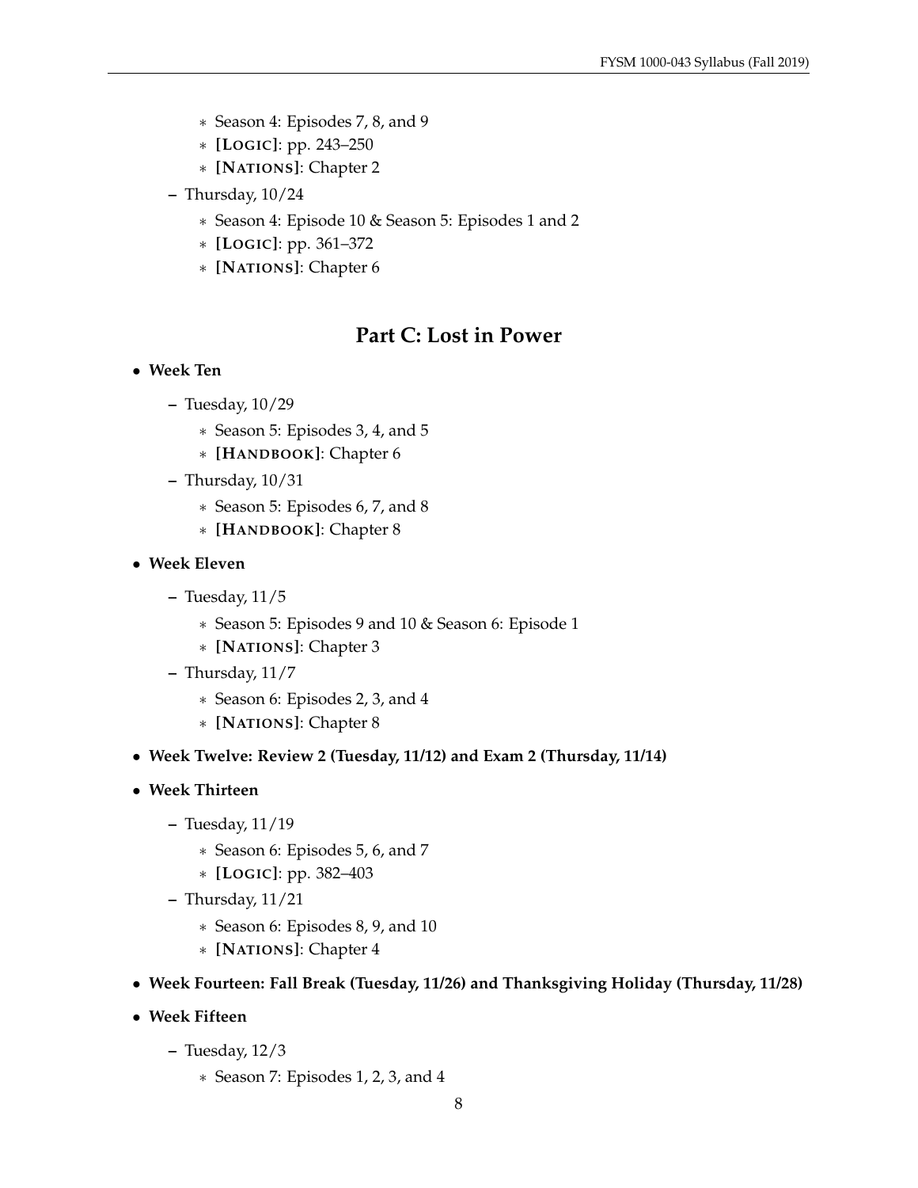- Season 4: Episodes 7, 8, and 9
    - **[LOGIC]**: pp. 243–250
    - **[NATIONS]**: Chapter 2
  - Thursday, 10/24
    - Season 4: Episode 10 & Season 5: Episodes 1 and 2
    - **[LOGIC]**: pp. 361–372
    - **[NATIONS]**: Chapter 6

## Part C: Lost in Power

- **Week Ten**
  - Tuesday, 10/29
    - Season 5: Episodes 3, 4, and 5
    - **[HANDBOOK]**: Chapter 6
  - Thursday, 10/31
    - Season 5: Episodes 6, 7, and 8
    - **[HANDBOOK]**: Chapter 8
- **Week Eleven**
  - Tuesday, 11/5
    - Season 5: Episodes 9 and 10 & Season 6: Episode 1
    - **[NATIONS]**: Chapter 3
  - Thursday, 11/7
    - Season 6: Episodes 2, 3, and 4
    - **[NATIONS]**: Chapter 8
- **Week Twelve: Review 2 (Tuesday, 11/12) and Exam 2 (Thursday, 11/14)**
- **Week Thirteen**
  - Tuesday, 11/19
    - Season 6: Episodes 5, 6, and 7
    - **[LOGIC]**: pp. 382–403
  - Thursday, 11/21
    - Season 6: Episodes 8, 9, and 10
    - **[NATIONS]**: Chapter 4
- **Week Fourteen: Fall Break (Tuesday, 11/26) and Thanksgiving Holiday (Thursday, 11/28)**
- **Week Fifteen**
  - Tuesday, 12/3
    - Season 7: Episodes 1, 2, 3, and 4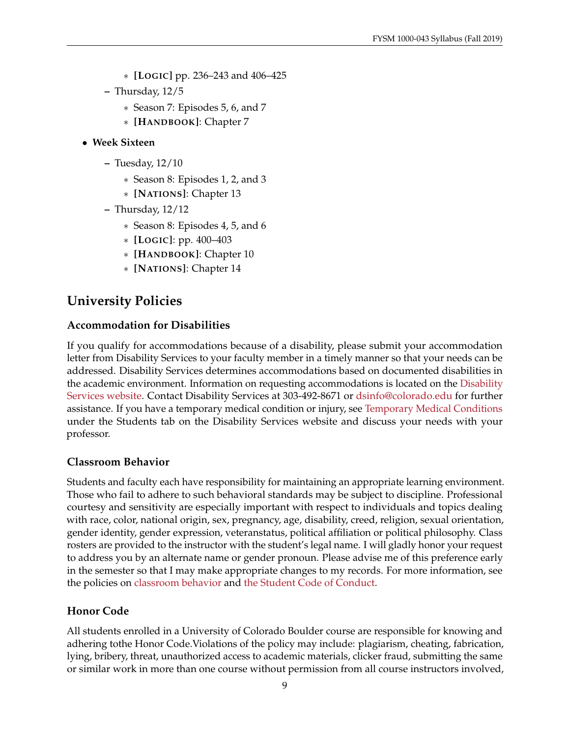- **[Logic]** pp. 236–243 and 406–425
  - Thursday, 12/5
      - Season 7: Episodes 5, 6, and 7
      - **[Handbook]**: Chapter 7

- **Week Sixteen**
  - Tuesday, 12/10
      - Season 8: Episodes 1, 2, and 3
      - **[Nations]**: Chapter 13
  - Thursday, 12/12
      - Season 8: Episodes 4, 5, and 6
      - **[Logic]**: pp. 400–403
      - **[Handbook]**: Chapter 10
      - **[Nations]**: Chapter 14

## University Policies

### Accommodation for Disabilities

If you qualify for accommodations because of a disability, please submit your accommodation letter from Disability Services to your faculty member in a timely manner so that your needs can be addressed. Disability Services determines accommodations based on documented disabilities in the academic environment. Information on requesting accommodations is located on the Disability Services website. Contact Disability Services at 303-492-8671 or dsinfo@colorado.edu for further assistance. If you have a temporary medical condition or injury, see Temporary Medical Conditions under the Students tab on the Disability Services website and discuss your needs with your professor.

### Classroom Behavior

Students and faculty each have responsibility for maintaining an appropriate learning environment. Those who fail to adhere to such behavioral standards may be subject to discipline. Professional courtesy and sensitivity are especially important with respect to individuals and topics dealing with race, color, national origin, sex, pregnancy, age, disability, creed, religion, sexual orientation, gender identity, gender expression, veteranstatus, political affiliation or political philosophy. Class rosters are provided to the instructor with the student's legal name. I will gladly honor your request to address you by an alternate name or gender pronoun. Please advise me of this preference early in the semester so that I may make appropriate changes to my records. For more information, see the policies on classroom behavior and the Student Code of Conduct.

### Honor Code

All students enrolled in a University of Colorado Boulder course are responsible for knowing and adhering tothe Honor Code.Violations of the policy may include: plagiarism, cheating, fabrication, lying, bribery, threat, unauthorized access to academic materials, clicker fraud, submitting the same or similar work in more than one course without permission from all course instructors involved,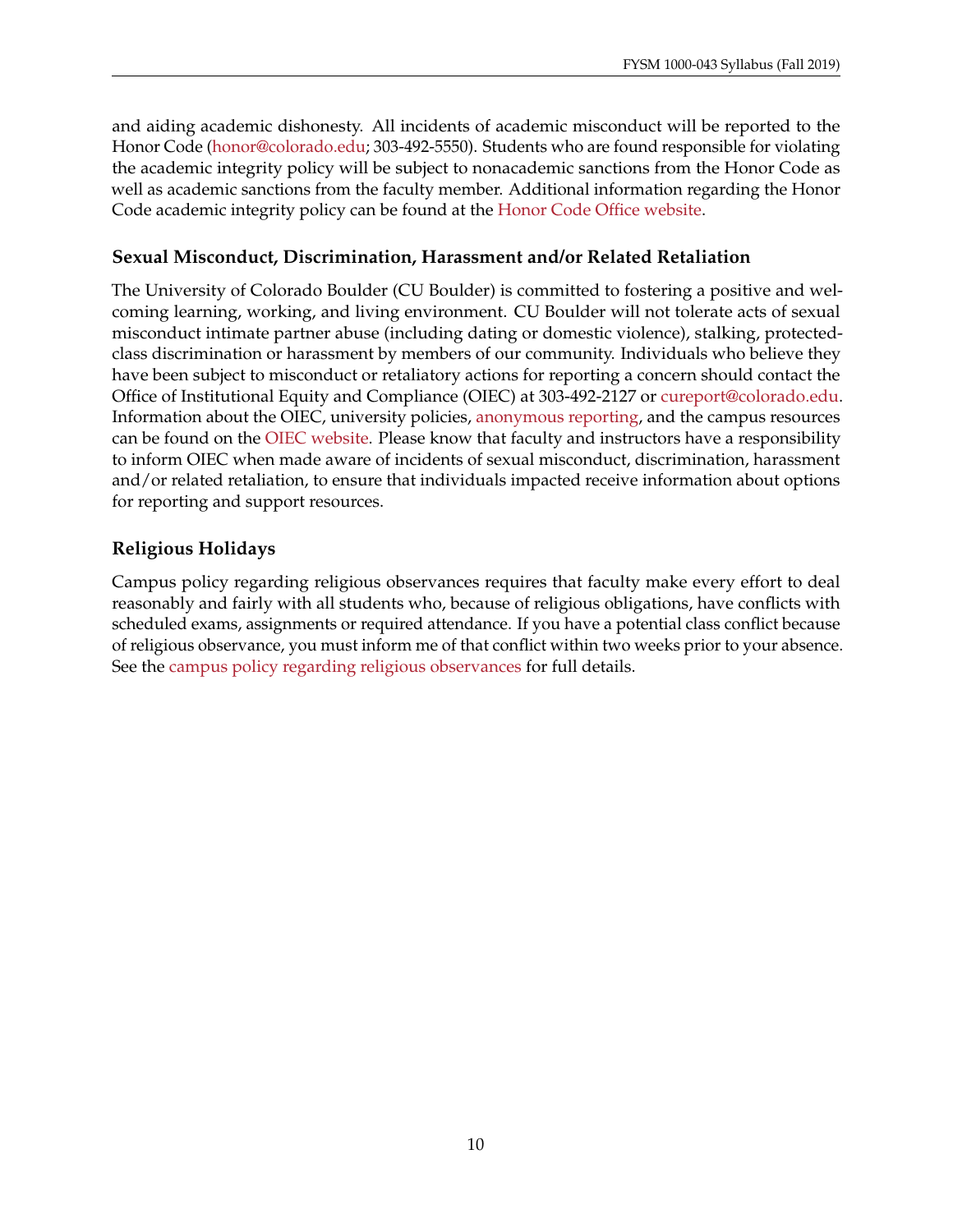and aiding academic dishonesty. All incidents of academic misconduct will be reported to the Honor Code (honor@colorado.edu; 303-492-5550). Students who are found responsible for violating the academic integrity policy will be subject to nonacademic sanctions from the Honor Code as well as academic sanctions from the faculty member. Additional information regarding the Honor Code academic integrity policy can be found at the Honor Code Office website.

### Sexual Misconduct, Discrimination, Harassment and/or Related Retaliation

The University of Colorado Boulder (CU Boulder) is committed to fostering a positive and welcoming learning, working, and living environment. CU Boulder will not tolerate acts of sexual misconduct intimate partner abuse (including dating or domestic violence), stalking, protected-class discrimination or harassment by members of our community. Individuals who believe they have been subject to misconduct or retaliatory actions for reporting a concern should contact the Office of Institutional Equity and Compliance (OIEC) at 303-492-2127 or cureport@colorado.edu. Information about the OIEC, university policies, anonymous reporting, and the campus resources can be found on the OIEC website. Please know that faculty and instructors have a responsibility to inform OIEC when made aware of incidents of sexual misconduct, discrimination, harassment and/or related retaliation, to ensure that individuals impacted receive information about options for reporting and support resources.

### Religious Holidays

Campus policy regarding religious observances requires that faculty make every effort to deal reasonably and fairly with all students who, because of religious obligations, have conflicts with scheduled exams, assignments or required attendance. If you have a potential class conflict because of religious observance, you must inform me of that conflict within two weeks prior to your absence. See the campus policy regarding religious observances for full details.